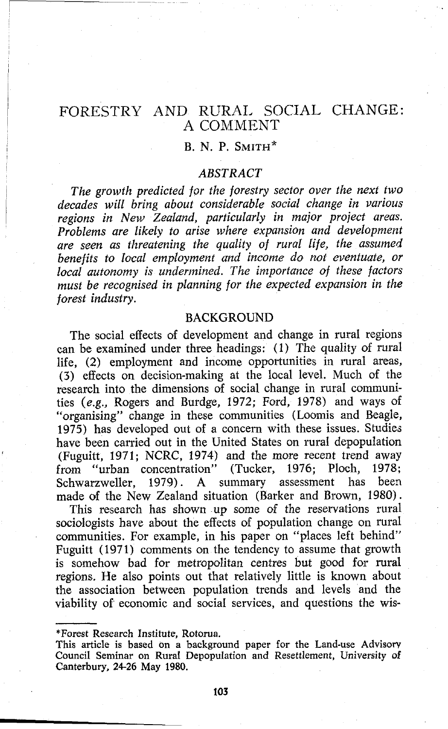# FORESTRY AND RURAL SOCIAL CHANGE: A COMMENT

## B. N. P. SMITH*

### ABSTRACT

*The growth predicted for the forestry sector over the next two decades will bring about considerable social change in various regions in New Zealand, particularly in major project areas. Problems are likely to arise where expansion and development are seen as threatening the quality of rural life, the assumed benefits to local employment and income do not eventuate, or local autonomy is undermined. The importance of these factors must be recognised in planning for the expected expansion in the forest industry.*

### BACKGROUND

The social effects of development and change in rural regions can be examined under three headings: (1) The quality of rural life, (2) employment and income opportunities in rural areas, (3) effects on decision-making at the local level. Much of the research into the dimensions of social change in rural communities (*e.g.*, Rogers and Burdge, 1972; Ford, 1978) and ways of "organising" change in these communities (Loomis and Beagle, 1975) has developed out of a concern with these issues. Studies have been carried out in the United States on rural depopulation (Fuguitt, 1971; NCRC, 1974) and the more recent trend away from "urban concentration" (Tucker, 1976; Ploch, 1978; Schwarzweller, 1979). A summary assessment has been made of the New Zealand situation (Barker and Brown, 1980).

This research has shown up some of the reservations rural sociologists have about the effects of population change on rural communities. For example, in his paper on "places left behind" Fuguitt (1971) comments on the tendency to assume that growth is somehow bad for metropolitan centres but good for rural regions. He also points out that relatively little is known about the association between population trends and levels and the viability of economic and social services, and questions the wis-

---

*Forest Research Institute, Rotorua.

This article is based on a background paper for the Land-use Advisory Council Seminar on Rural Depopulation and Resettlement, University of Canterbury, 24-26 May 1980.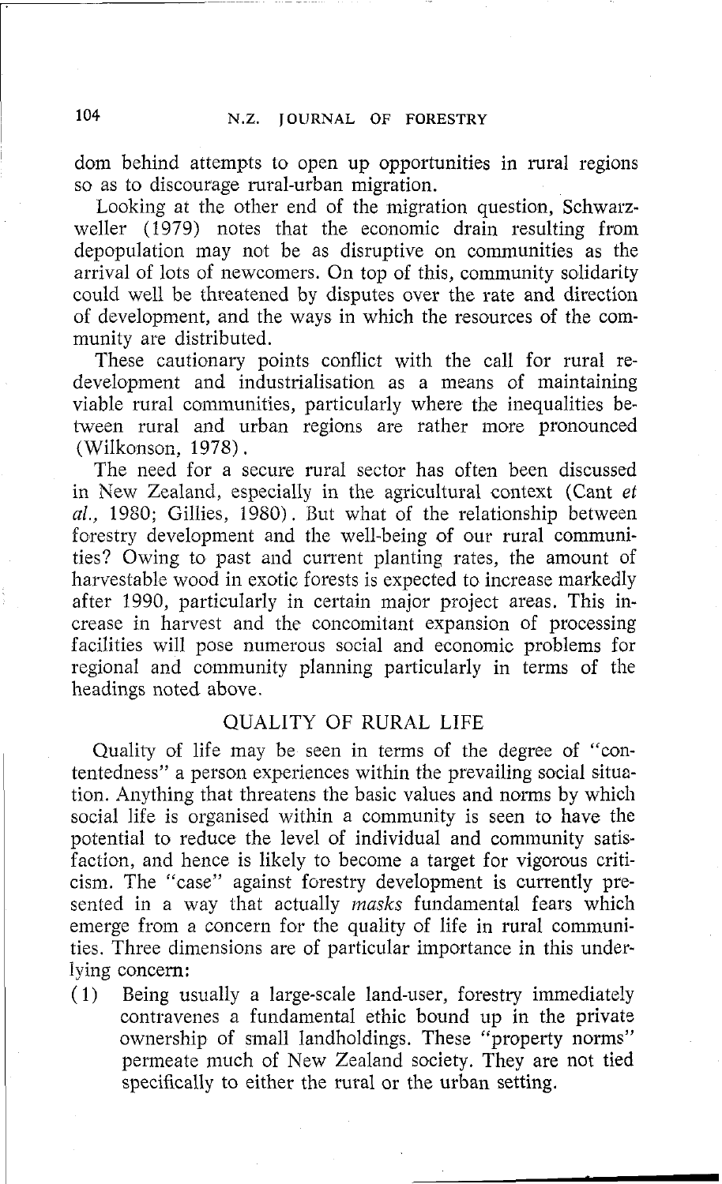dom behind attempts to open up opportunities in rural regions so as to discourage rural-urban migration.

Looking at the other end of the migration question, Schwarzweller (1979) notes that the economic drain resulting from depopulation may not be as disruptive on communities as the arrival of lots of newcomers. On top of this, community solidarity could well be threatened by disputes over the rate and direction of development, and the ways in which the resources of the community are distributed.

These cautionary points conflict with the call for rural redevelopment and industrialisation as a means of maintaining viable rural communities, particularly where the inequalities between rural and urban regions are rather more pronounced (Wilkonson, 1978).

The need for a secure rural sector has often been discussed in New Zealand, especially in the agricultural context (Cant *et al.*, 1980; Gillies, 1980). But what of the relationship between forestry development and the well-being of our rural communities? Owing to past and current planting rates, the amount of harvestable wood in exotic forests is expected to increase markedly after 1990, particularly in certain major project areas. This increase in harvest and the concomitant expansion of processing facilities will pose numerous social and economic problems for regional and community planning particularly in terms of the headings noted above.

## QUALITY OF RURAL LIFE

Quality of life may be seen in terms of the degree of "contentedness" a person experiences within the prevailing social situation. Anything that threatens the basic values and norms by which social life is organised within a community is seen to have the potential to reduce the level of individual and community satisfaction, and hence is likely to become a target for vigorous criticism. The "case" against forestry development is currently presented in a way that actually *masks* fundamental fears which emerge from a concern for the quality of life in rural communities. Three dimensions are of particular importance in this underlying concern:

(1) Being usually a large-scale land-user, forestry immediately contravenes a fundamental ethic bound up in the private ownership of small landholdings. These "property norms" permeate much of New Zealand society. They are not tied specifically to either the rural or the urban setting.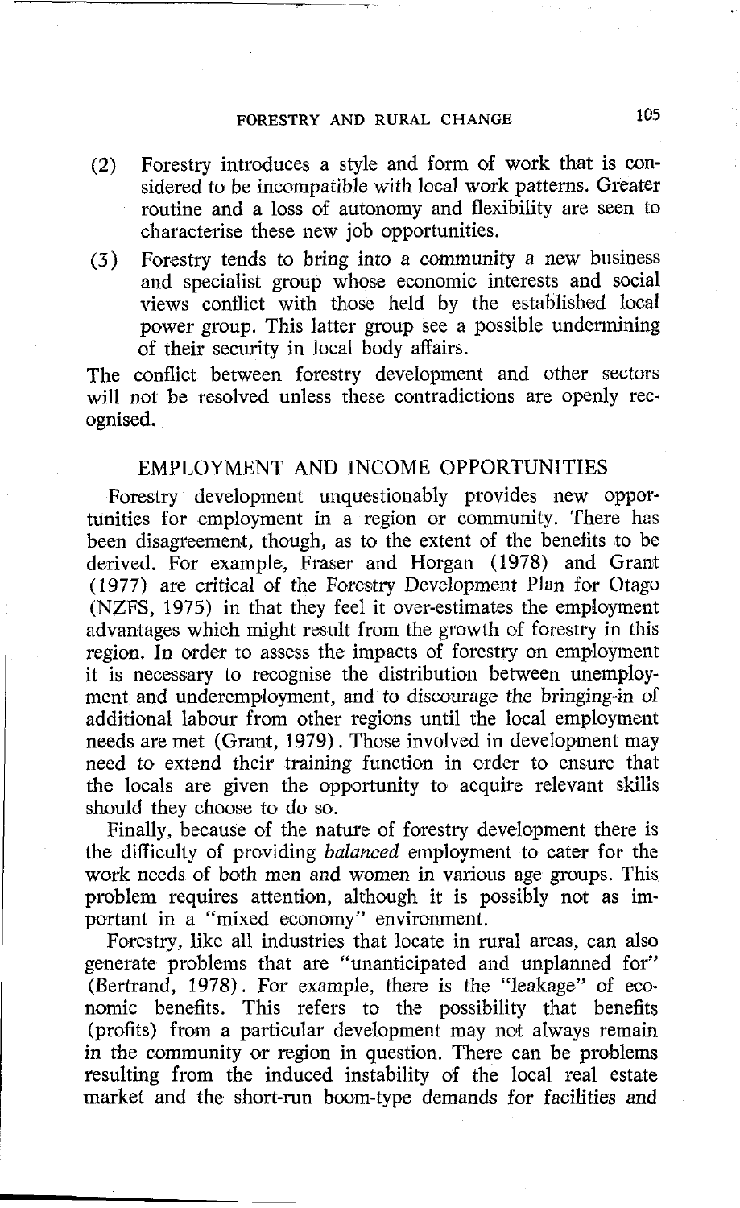(2) Forestry introduces a style and form of work that is considered to be incompatible with local work patterns. Greater routine and a loss of autonomy and flexibility are seen to characterise these new job opportunities.

(3) Forestry tends to bring into a community a new business and specialist group whose economic interests and social views conflict with those held by the established local power group. This latter group see a possible undermining of their security in local body affairs.

The conflict between forestry development and other sectors will not be resolved unless these contradictions are openly recognised.

## EMPLOYMENT AND INCOME OPPORTUNITIES

Forestry development unquestionably provides new opportunities for employment in a region or community. There has been disagreement, though, as to the extent of the benefits to be derived. For example, Fraser and Horgan (1978) and Grant (1977) are critical of the Forestry Development Plan for Otago (NZFS, 1975) in that they feel it over-estimates the employment advantages which might result from the growth of forestry in this region. In order to assess the impacts of forestry on employment it is necessary to recognise the distribution between unemployment and underemployment, and to discourage the bringing-in of additional labour from other regions until the local employment needs are met (Grant, 1979). Those involved in development may need to extend their training function in order to ensure that the locals are given the opportunity to acquire relevant skills should they choose to do so.

Finally, because of the nature of forestry development there is the difficulty of providing *balanced* employment to cater for the work needs of both men and women in various age groups. This problem requires attention, although it is possibly not as important in a "mixed economy" environment.

Forestry, like all industries that locate in rural areas, can also generate problems that are "unanticipated and unplanned for" (Bertrand, 1978). For example, there is the "leakage" of economic benefits. This refers to the possibility that benefits (profits) from a particular development may not always remain in the community or region in question. There can be problems resulting from the induced instability of the local real estate market and the short-run boom-type demands for facilities and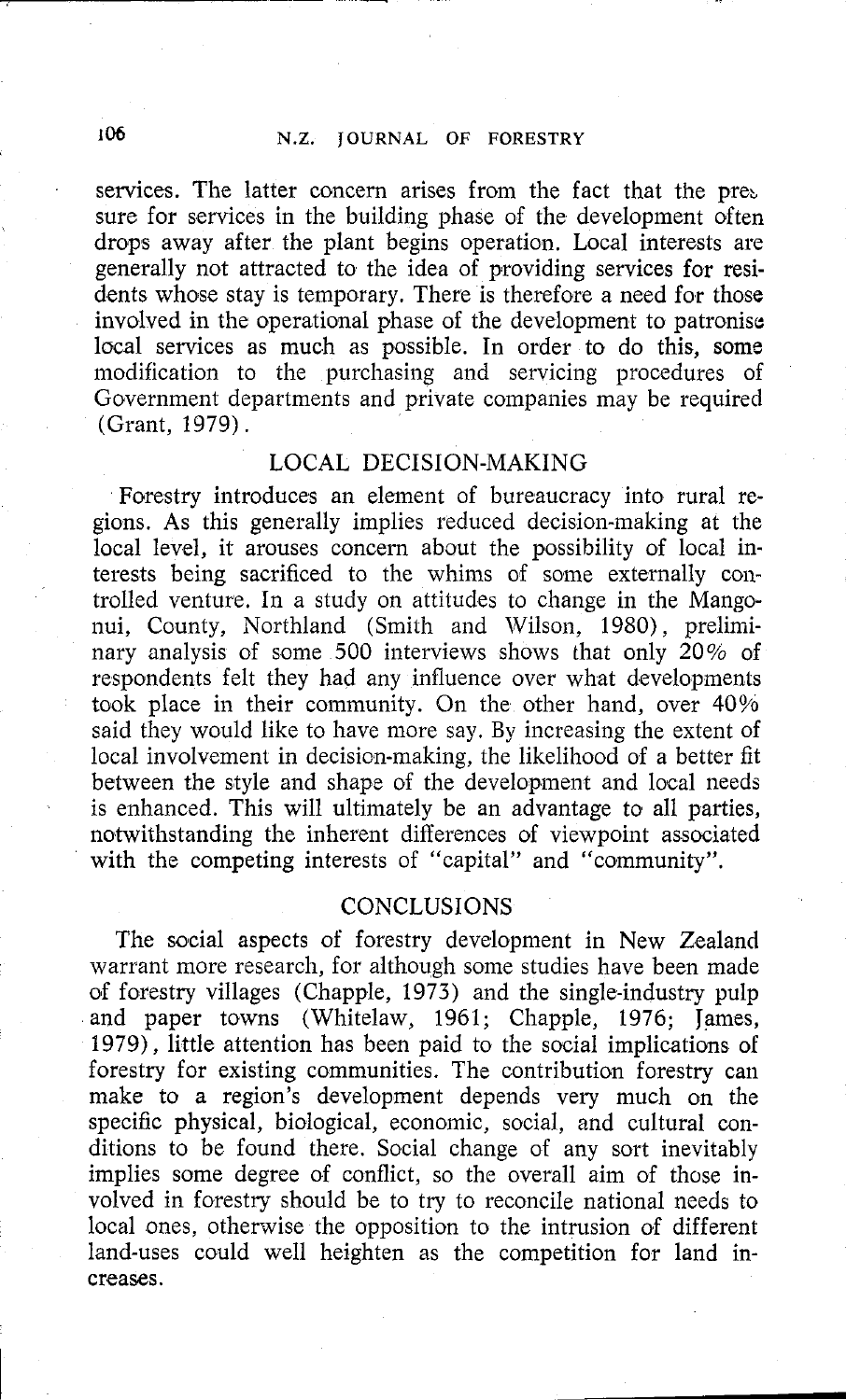services. The latter concern arises from the fact that the pressure for services in the building phase of the development often drops away after the plant begins operation. Local interests are generally not attracted to the idea of providing services for residents whose stay is temporary. There is therefore a need for those involved in the operational phase of the development to patronise local services as much as possible. In order to do this, some modification to the purchasing and servicing procedures of Government departments and private companies may be required (Grant, 1979).

## LOCAL DECISION-MAKING

Forestry introduces an element of bureaucracy into rural regions. As this generally implies reduced decision-making at the local level, it arouses concern about the possibility of local interests being sacrificed to the whims of some externally controlled venture. In a study on attitudes to change in the Mangonui, County, Northland (Smith and Wilson, 1980), preliminary analysis of some 500 interviews shows that only 20% of respondents felt they had any influence over what developments took place in their community. On the other hand, over 40% said they would like to have more say. By increasing the extent of local involvement in decision-making, the likelihood of a better fit between the style and shape of the development and local needs is enhanced. This will ultimately be an advantage to all parties, notwithstanding the inherent differences of viewpoint associated with the competing interests of "capital" and "community".

## CONCLUSIONS

The social aspects of forestry development in New Zealand warrant more research, for although some studies have been made of forestry villages (Chapple, 1973) and the single-industry pulp and paper towns (Whitelaw, 1961; Chapple, 1976; James, 1979), little attention has been paid to the social implications of forestry for existing communities. The contribution forestry can make to a region's development depends very much on the specific physical, biological, economic, social, and cultural conditions to be found there. Social change of any sort inevitably implies some degree of conflict, so the overall aim of those involved in forestry should be to try to reconcile national needs to local ones, otherwise the opposition to the intrusion of different land-uses could well heighten as the competition for land increases.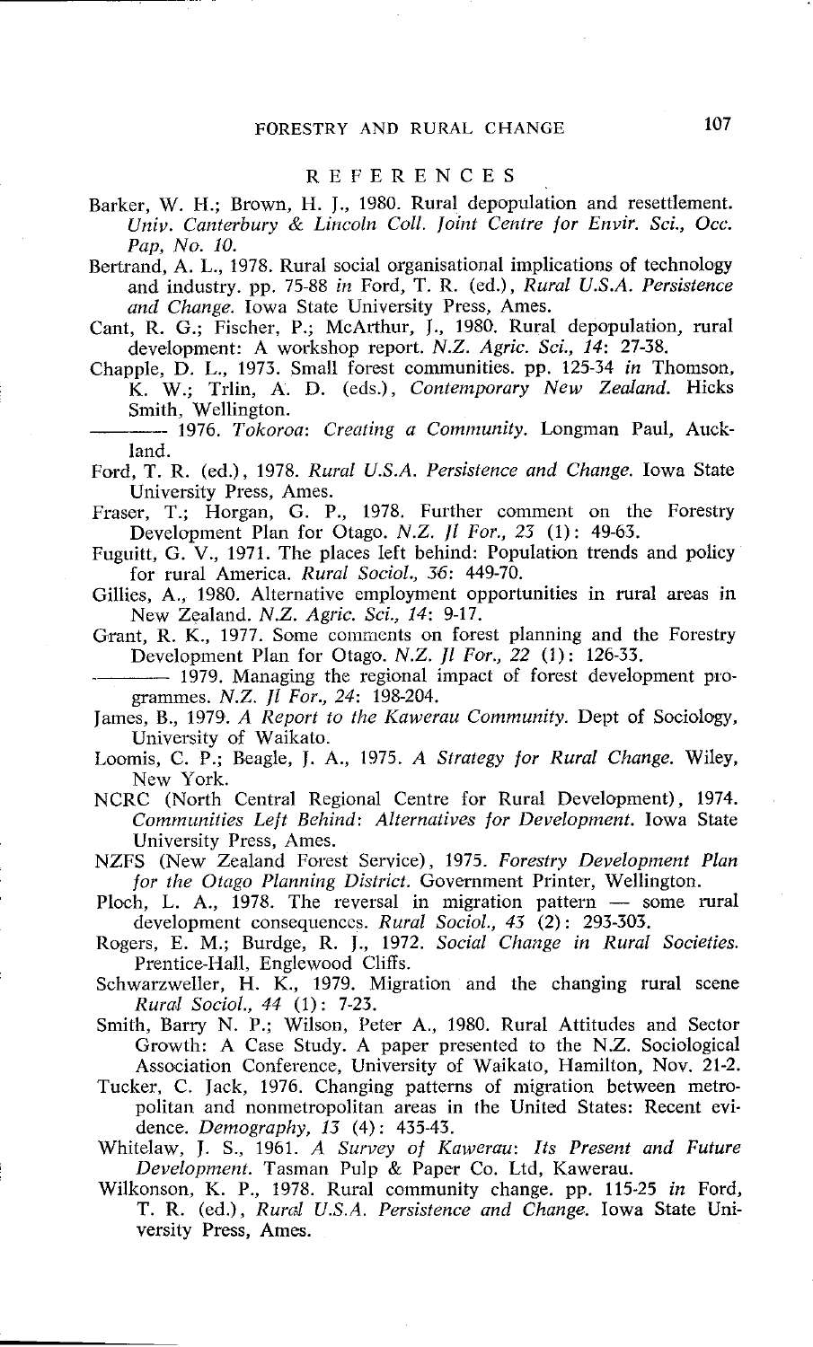## REFERENCES

Barker, W. H.; Brown, H. J., 1980. Rural depopulation and resettlement. *Univ. Canterbury & Lincoln Coll. Joint Centre for Envir. Sci., Occ. Pap, No. 10.*

Bertrand, A. L., 1978. Rural social organisational implications of technology and industry. pp. 75-88 *in* Ford, T. R. (ed.), *Rural U.S.A. Persistence and Change.* Iowa State University Press, Ames.

Cant, R. G.; Fischer, P.; McArthur, J., 1980. Rural depopulation, rural development: A workshop report. *N.Z. Agric. Sci., 14*: 27-38.

Chapple, D. L., 1973. Small forest communities. pp. 125-34 *in* Thomson, K. W.; Trlin, A. D. (eds.), *Contemporary New Zealand.* Hicks Smith, Wellington.

———— 1976. *Tokoroa: Creating a Community.* Longman Paul, Auckland.

Ford, T. R. (ed.), 1978. *Rural U.S.A. Persistence and Change.* Iowa State University Press, Ames.

Fraser, T.; Horgan, G. P., 1978. Further comment on the Forestry Development Plan for Otago. *N.Z. Jl For., 23* (1): 49-63.

Fuguitt, G. V., 1971. The places left behind: Population trends and policy for rural America. *Rural Sociol., 36*: 449-70.

Gillies, A., 1980. Alternative employment opportunities in rural areas in New Zealand. *N.Z. Agric. Sci., 14*: 9-17.

Grant, R. K., 1977. Some comments on forest planning and the Forestry Development Plan for Otago. *N.Z. Jl For., 22* (1): 126-33.

———— 1979. Managing the regional impact of forest development programmes. *N.Z. Jl For., 24*: 198-204.

James, B., 1979. *A Report to the Kawerau Community.* Dept of Sociology, University of Waikato.

Loomis, C. P.; Beagle, J. A., 1975. *A Strategy for Rural Change.* Wiley, New York.

NCRC (North Central Regional Centre for Rural Development), 1974. *Communities Left Behind: Alternatives for Development.* Iowa State University Press, Ames.

NZFS (New Zealand Forest Service), 1975. *Forestry Development Plan for the Otago Planning District.* Government Printer, Wellington.

Ploch, L. A., 1978. The reversal in migration pattern — some rural development consequences. *Rural Sociol., 43* (2): 293-303.

Rogers, E. M.; Burdge, R. J., 1972. *Social Change in Rural Societies.* Prentice-Hall, Englewood Cliffs.

Schwarzweller, H. K., 1979. Migration and the changing rural scene *Rural Sociol., 44* (1): 7-23.

Smith, Barry N. P.; Wilson, Peter A., 1980. Rural Attitudes and Sector Growth: A Case Study. A paper presented to the N.Z. Sociological Association Conference, University of Waikato, Hamilton, Nov. 21-2.

Tucker, C. Jack, 1976. Changing patterns of migration between metropolitan and nonmetropolitan areas in the United States: Recent evidence. *Demography, 13* (4): 435-43.

Whitelaw, J. S., 1961. *A Survey of Kawerau: Its Present and Future Development.* Tasman Pulp & Paper Co. Ltd, Kawerau.

Wilkonson, K. P., 1978. Rural community change. pp. 115-25 *in* Ford, T. R. (ed.), *Rural U.S.A. Persistence and Change.* Iowa State University Press, Ames.